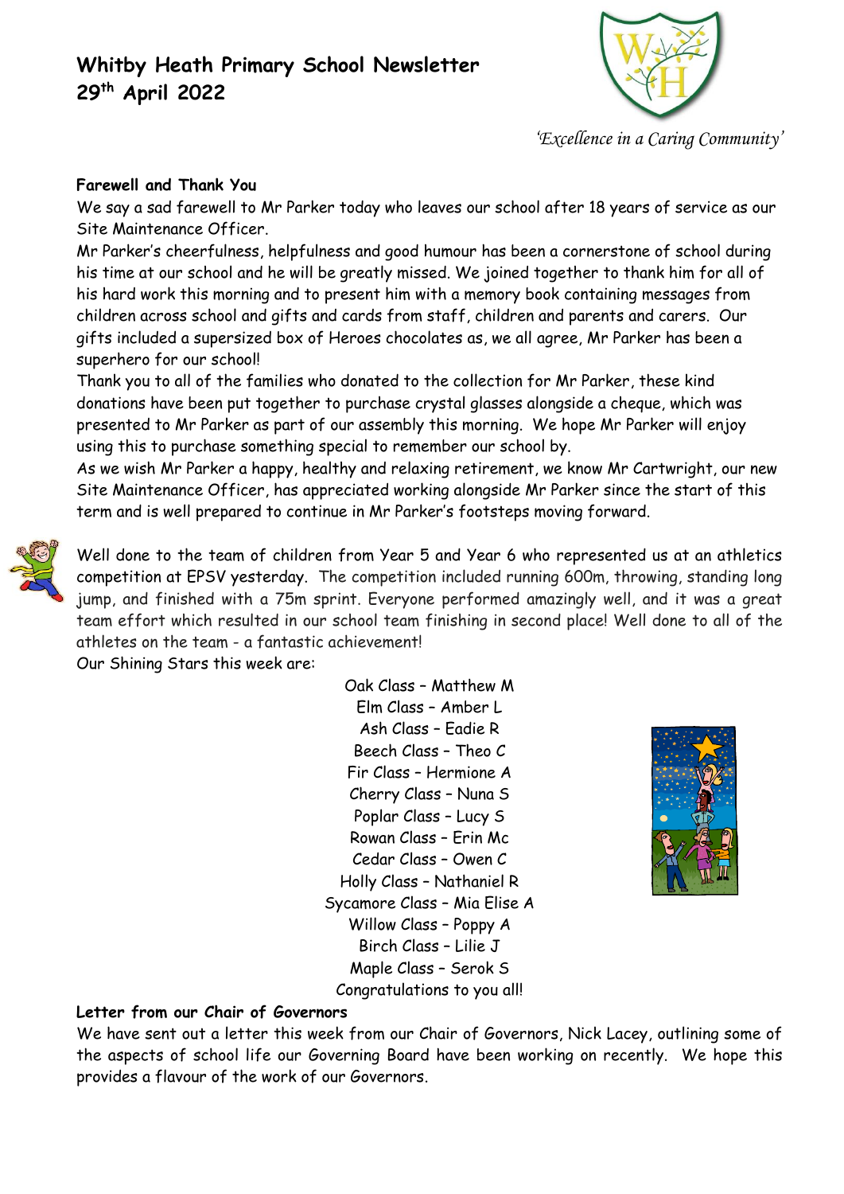# Whitby Heath Primary School Newsletter
# 29th April 2022

*'Excellence in a Caring Community'*

**Farewell and Thank You**

We say a sad farewell to Mr Parker today who leaves our school after 18 years of service as our Site Maintenance Officer.

Mr Parker's cheerfulness, helpfulness and good humour has been a cornerstone of school during his time at our school and he will be greatly missed. We joined together to thank him for all of his hard work this morning and to present him with a memory book containing messages from children across school and gifts and cards from staff, children and parents and carers. Our gifts included a supersized box of Heroes chocolates as, we all agree, Mr Parker has been a superhero for our school!

Thank you to all of the families who donated to the collection for Mr Parker, these kind donations have been put together to purchase crystal glasses alongside a cheque, which was presented to Mr Parker as part of our assembly this morning. We hope Mr Parker will enjoy using this to purchase something special to remember our school by.

As we wish Mr Parker a happy, healthy and relaxing retirement, we know Mr Cartwright, our new Site Maintenance Officer, has appreciated working alongside Mr Parker since the start of this term and is well prepared to continue in Mr Parker's footsteps moving forward.

Well done to the team of children from Year 5 and Year 6 who represented us at an athletics competition at EPSV yesterday. The competition included running 600m, throwing, standing long jump, and finished with a 75m sprint. Everyone performed amazingly well, and it was a great team effort which resulted in our school team finishing in second place! Well done to all of the athletes on the team - a fantastic achievement!

Our Shining Stars this week are:

Oak Class – Matthew M
Elm Class – Amber L
Ash Class – Eadie R
Beech Class – Theo C
Fir Class – Hermione A
Cherry Class – Nuna S
Poplar Class – Lucy S
Rowan Class – Erin Mc
Cedar Class – Owen C
Holly Class – Nathaniel R
Sycamore Class – Mia Elise A
Willow Class – Poppy A
Birch Class – Lilie J
Maple Class – Serok S
Congratulations to you all!

**Letter from our Chair of Governors**

We have sent out a letter this week from our Chair of Governors, Nick Lacey, outlining some of the aspects of school life our Governing Board have been working on recently. We hope this provides a flavour of the work of our Governors.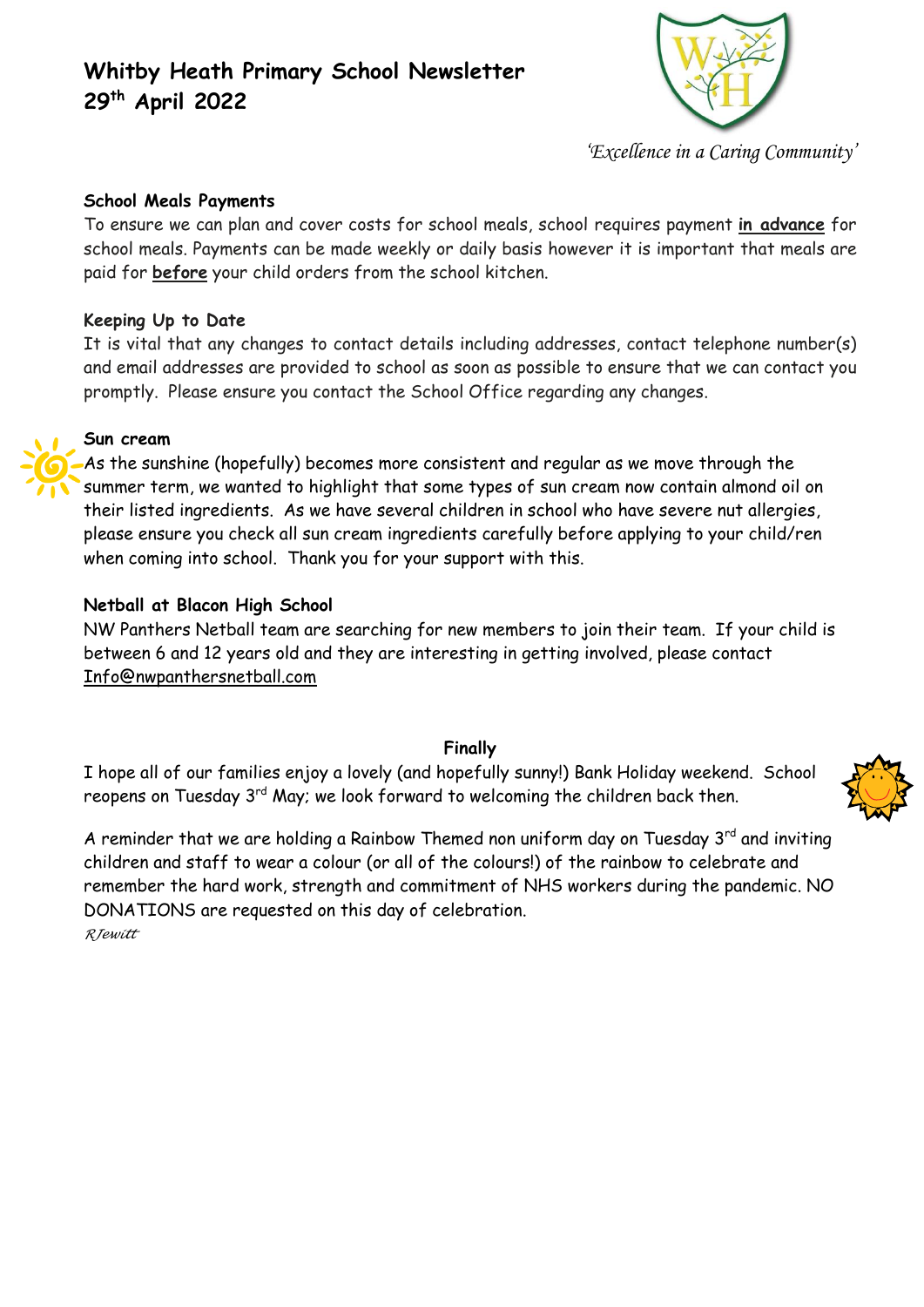# Whitby Heath Primary School Newsletter
# 29th April 2022

*'Excellence in a Caring Community'*

### School Meals Payments

To ensure we can plan and cover costs for school meals, school requires payment **in advance** for school meals. Payments can be made weekly or daily basis however it is important that meals are paid for **before** your child orders from the school kitchen.

### Keeping Up to Date

It is vital that any changes to contact details including addresses, contact telephone number(s) and email addresses are provided to school as soon as possible to ensure that we can contact you promptly. Please ensure you contact the School Office regarding any changes.

### Sun cream

As the sunshine (hopefully) becomes more consistent and regular as we move through the summer term, we wanted to highlight that some types of sun cream now contain almond oil on their listed ingredients. As we have several children in school who have severe nut allergies, please ensure you check all sun cream ingredients carefully before applying to your child/ren when coming into school. Thank you for your support with this.

### Netball at Blacon High School

NW Panthers Netball team are searching for new members to join their team. If your child is between 6 and 12 years old and they are interesting in getting involved, please contact Info@nwpanthersnetball.com

### Finally

I hope all of our families enjoy a lovely (and hopefully sunny!) Bank Holiday weekend. School reopens on Tuesday 3rd May; we look forward to welcoming the children back then.

A reminder that we are holding a Rainbow Themed non uniform day on Tuesday 3rd and inviting children and staff to wear a colour (or all of the colours!) of the rainbow to celebrate and remember the hard work, strength and commitment of NHS workers during the pandemic. NO DONATIONS are requested on this day of celebration.

*RJewitt*